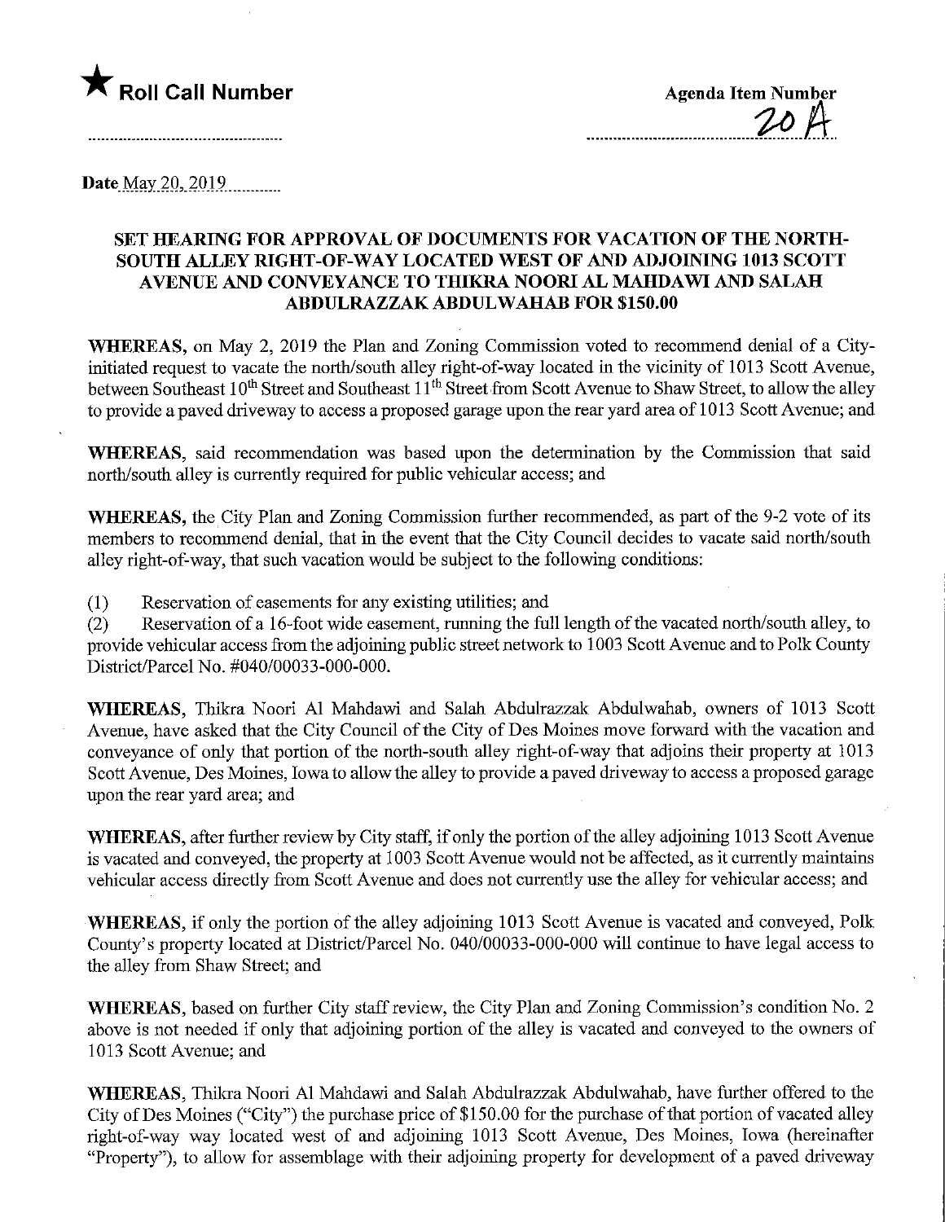★ **Roll Call Number**

**Agenda Item Number**
20 A

**Date** May 20, 2019

## SET HEARING FOR APPROVAL OF DOCUMENTS FOR VACATION OF THE NORTH-SOUTH ALLEY RIGHT-OF-WAY LOCATED WEST OF AND ADJOINING 1013 SCOTT AVENUE AND CONVEYANCE TO THIKRA NOORI AL MAHDAWI AND SALAH ABDULRAZZAK ABDULWAHAB FOR $150.00

**WHEREAS,** on May 2, 2019 the Plan and Zoning Commission voted to recommend denial of a City-initiated request to vacate the north/south alley right-of-way located in the vicinity of 1013 Scott Avenue, between Southeast 10th Street and Southeast 11th Street from Scott Avenue to Shaw Street, to allow the alley to provide a paved driveway to access a proposed garage upon the rear yard area of 1013 Scott Avenue; and

**WHEREAS,** said recommendation was based upon the determination by the Commission that said north/south alley is currently required for public vehicular access; and

**WHEREAS,** the City Plan and Zoning Commission further recommended, as part of the 9-2 vote of its members to recommend denial, that in the event that the City Council decides to vacate said north/south alley right-of-way, that such vacation would be subject to the following conditions:

(1) Reservation of easements for any existing utilities; and

(2) Reservation of a 16-foot wide easement, running the full length of the vacated north/south alley, to provide vehicular access from the adjoining public street network to 1003 Scott Avenue and to Polk County District/Parcel No. #040/00033-000-000.

**WHEREAS,** Thikra Noori Al Mahdawi and Salah Abdulrazzak Abdulwahab, owners of 1013 Scott Avenue, have asked that the City Council of the City of Des Moines move forward with the vacation and conveyance of only that portion of the north-south alley right-of-way that adjoins their property at 1013 Scott Avenue, Des Moines, Iowa to allow the alley to provide a paved driveway to access a proposed garage upon the rear yard area; and

**WHEREAS,** after further review by City staff, if only the portion of the alley adjoining 1013 Scott Avenue is vacated and conveyed, the property at 1003 Scott Avenue would not be affected, as it currently maintains vehicular access directly from Scott Avenue and does not currently use the alley for vehicular access; and

**WHEREAS,** if only the portion of the alley adjoining 1013 Scott Avenue is vacated and conveyed, Polk County's property located at District/Parcel No. 040/00033-000-000 will continue to have legal access to the alley from Shaw Street; and

**WHEREAS,** based on further City staff review, the City Plan and Zoning Commission's condition No. 2 above is not needed if only that adjoining portion of the alley is vacated and conveyed to the owners of 1013 Scott Avenue; and

**WHEREAS,** Thikra Noori Al Mahdawi and Salah Abdulrazzak Abdulwahab, have further offered to the City of Des Moines ("City") the purchase price of $150.00 for the purchase of that portion of vacated alley right-of-way way located west of and adjoining 1013 Scott Avenue, Des Moines, Iowa (hereinafter "Property"), to allow for assemblage with their adjoining property for development of a paved driveway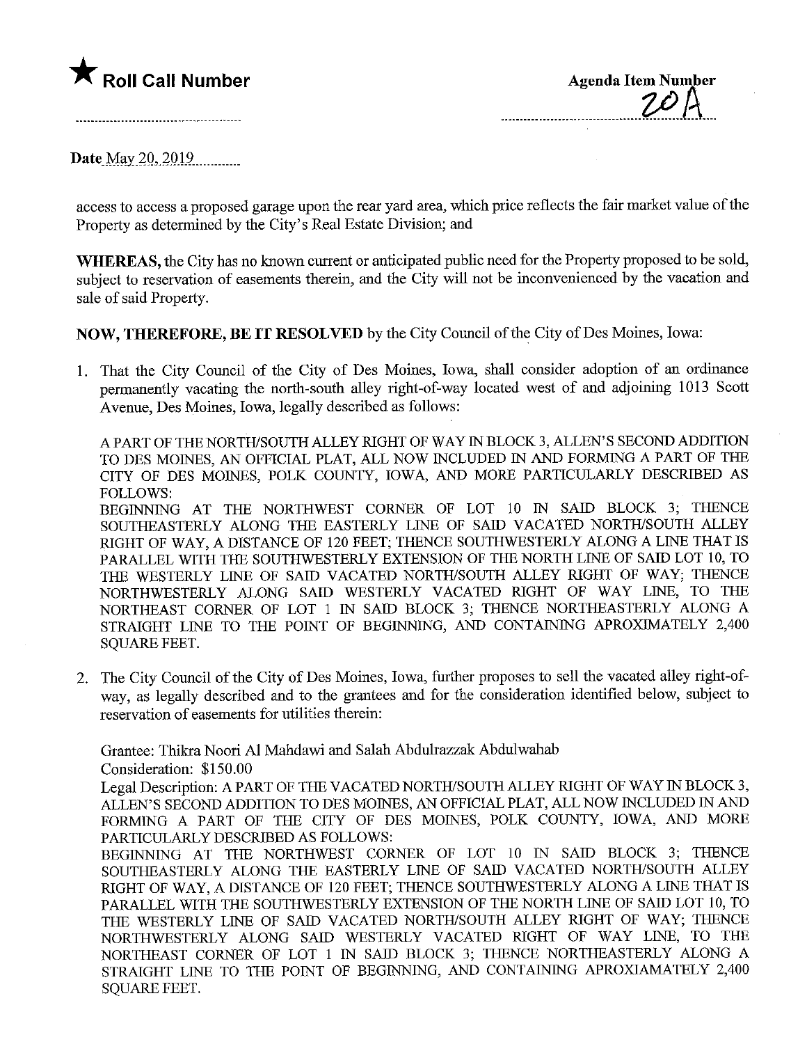★ **Roll Call Number**

**Agenda Item Number**
20A

**Date** May 20, 2019

access to access a proposed garage upon the rear yard area, which price reflects the fair market value of the Property as determined by the City's Real Estate Division; and

**WHEREAS,** the City has no known current or anticipated public need for the Property proposed to be sold, subject to reservation of easements therein, and the City will not be inconvenienced by the vacation and sale of said Property.

**NOW, THEREFORE, BE IT RESOLVED** by the City Council of the City of Des Moines, Iowa:

1. That the City Council of the City of Des Moines, Iowa, shall consider adoption of an ordinance permanently vacating the north-south alley right-of-way located west of and adjoining 1013 Scott Avenue, Des Moines, Iowa, legally described as follows:

   A PART OF THE NORTH/SOUTH ALLEY RIGHT OF WAY IN BLOCK 3, ALLEN'S SECOND ADDITION TO DES MOINES, AN OFFICIAL PLAT, ALL NOW INCLUDED IN AND FORMING A PART OF THE CITY OF DES MOINES, POLK COUNTY, IOWA, AND MORE PARTICULARLY DESCRIBED AS FOLLOWS:
   BEGINNING AT THE NORTHWEST CORNER OF LOT 10 IN SAID BLOCK 3; THENCE SOUTHEASTERLY ALONG THE EASTERLY LINE OF SAID VACATED NORTH/SOUTH ALLEY RIGHT OF WAY, A DISTANCE OF 120 FEET; THENCE SOUTHWESTERLY ALONG A LINE THAT IS PARALLEL WITH THE SOUTHWESTERLY EXTENSION OF THE NORTH LINE OF SAID LOT 10, TO THE WESTERLY LINE OF SAID VACATED NORTH/SOUTH ALLEY RIGHT OF WAY; THENCE NORTHWESTERLY ALONG SAID WESTERLY VACATED RIGHT OF WAY LINE, TO THE NORTHEAST CORNER OF LOT 1 IN SAID BLOCK 3; THENCE NORTHEASTERLY ALONG A STRAIGHT LINE TO THE POINT OF BEGINNING, AND CONTAINING APROXIMATELY 2,400 SQUARE FEET.

2. The City Council of the City of Des Moines, Iowa, further proposes to sell the vacated alley right-of-way, as legally described and to the grantees and for the consideration identified below, subject to reservation of easements for utilities therein:

   Grantee: Thikra Noori Al Mahdawi and Salah Abdulrazzak Abdulwahab
   Consideration: $150.00
   Legal Description: A PART OF THE VACATED NORTH/SOUTH ALLEY RIGHT OF WAY IN BLOCK 3, ALLEN'S SECOND ADDITION TO DES MOINES, AN OFFICIAL PLAT, ALL NOW INCLUDED IN AND FORMING A PART OF THE CITY OF DES MOINES, POLK COUNTY, IOWA, AND MORE PARTICULARLY DESCRIBED AS FOLLOWS:
   BEGINNING AT THE NORTHWEST CORNER OF LOT 10 IN SAID BLOCK 3; THENCE SOUTHEASTERLY ALONG THE EASTERLY LINE OF SAID VACATED NORTH/SOUTH ALLEY RIGHT OF WAY, A DISTANCE OF 120 FEET; THENCE SOUTHWESTERLY ALONG A LINE THAT IS PARALLEL WITH THE SOUTHWESTERLY EXTENSION OF THE NORTH LINE OF SAID LOT 10, TO THE WESTERLY LINE OF SAID VACATED NORTH/SOUTH ALLEY RIGHT OF WAY; THENCE NORTHWESTERLY ALONG SAID WESTERLY VACATED RIGHT OF WAY LINE, TO THE NORTHEAST CORNER OF LOT 1 IN SAID BLOCK 3; THENCE NORTHEASTERLY ALONG A STRAIGHT LINE TO THE POINT OF BEGINNING, AND CONTAINING APROXIAMATELY 2,400 SQUARE FEET.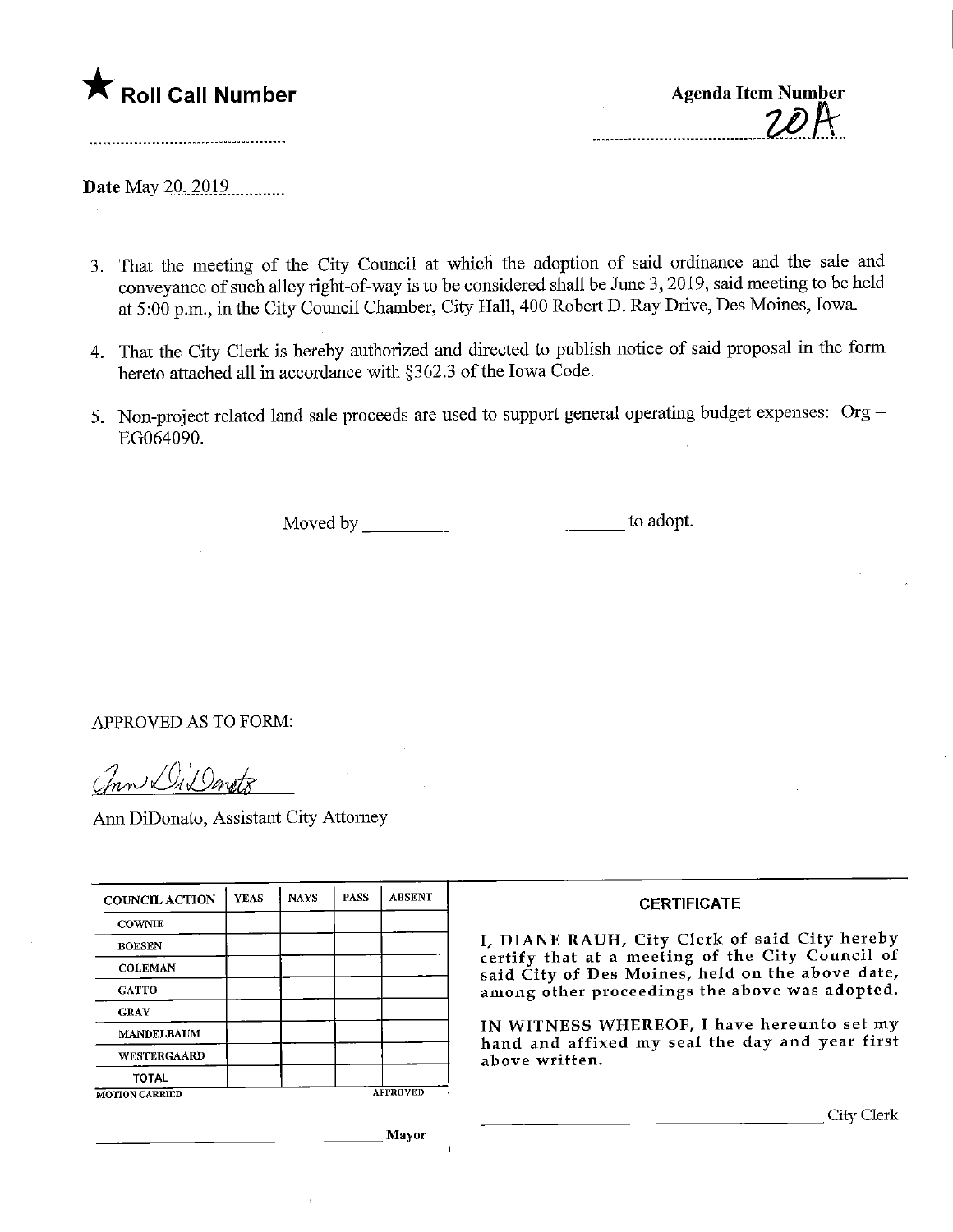★ **Roll Call Number**

**Agenda Item Number**
20A

**Date** May 20, 2019

3. That the meeting of the City Council at which the adoption of said ordinance and the sale and conveyance of such alley right-of-way is to be considered shall be June 3, 2019, said meeting to be held at 5:00 p.m., in the City Council Chamber, City Hall, 400 Robert D. Ray Drive, Des Moines, Iowa.

4. That the City Clerk is hereby authorized and directed to publish notice of said proposal in the form hereto attached all in accordance with §362.3 of the Iowa Code.

5. Non-project related land sale proceeds are used to support general operating budget expenses: Org – EG064090.

Moved by ______________________________ to adopt.

APPROVED AS TO FORM:

Ann DiDonato, Assistant City Attorney

| COUNCIL ACTION | YEAS | NAYS | PASS | ABSENT |
|---|---|---|---|---|
| COWNIE | | | | |
| BOESEN | | | | |
| COLEMAN | | | | |
| GATTO | | | | |
| GRAY | | | | |
| MANDELBAUM | | | | |
| WESTERGAARD | | | | |
| TOTAL | | | | |

MOTION CARRIED APPROVED

______________________________ Mayor

**CERTIFICATE**

I, DIANE RAUH, City Clerk of said City hereby certify that at a meeting of the City Council of said City of Des Moines, held on the above date, among other proceedings the above was adopted.

IN WITNESS WHEREOF, I have hereunto set my hand and affixed my seal the day and year first above written.

______________________________ City Clerk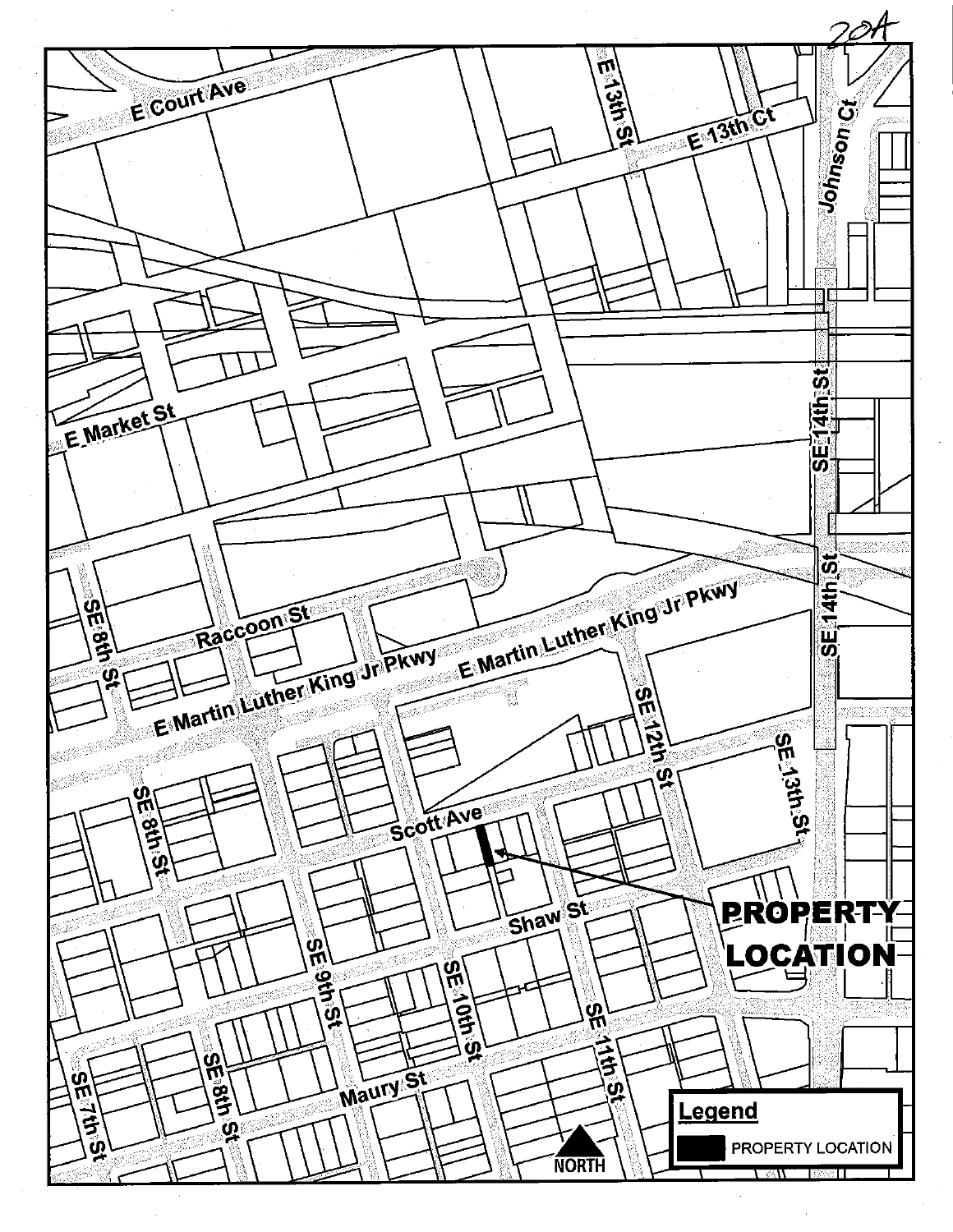20A

E Court Ave

E 13th St

E 13th Ct

Johnson Ct

E Market St

SE 14th St

SE 14th St

SE 8th St

Raccoon St

E Martin Luther King Jr Pkwy

E Martin Luther King Jr Pkwy

SE 12th St

SE 13th St

SE 8th St

Scott Ave

PROPERTY LOCATION

Shaw St

SE 9th St

SE 10th St

SE 11th St

SE 7th St

SE 8th St

Maury St

NORTH

**Legend**

PROPERTY LOCATION